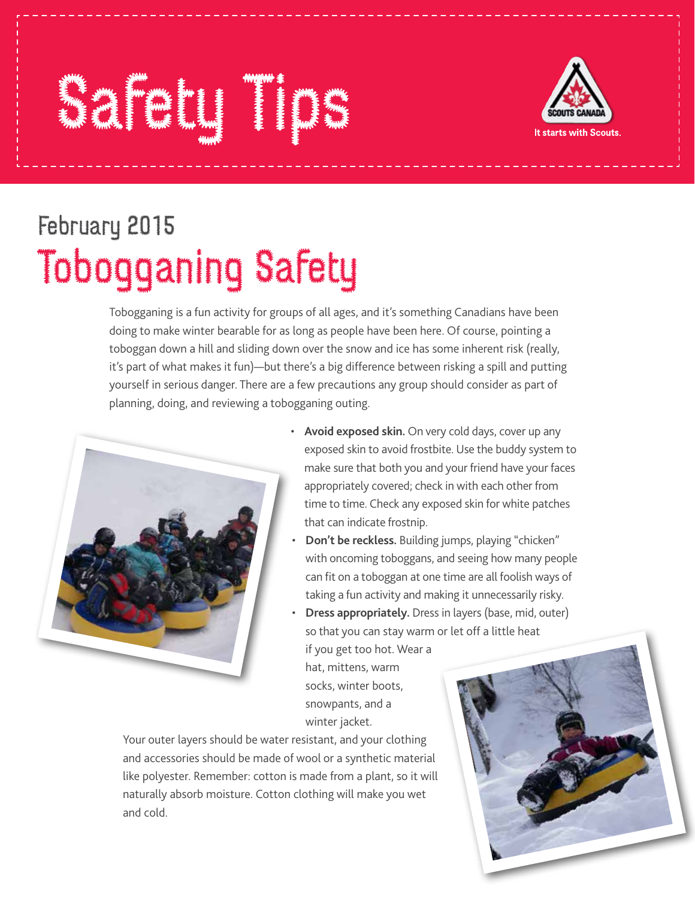# Safety Tips

Scouts Canada

It starts with Scouts.

## February 2015

# Tobogganing Safety

Tobogganing is a fun activity for groups of all ages, and it's something Canadians have been doing to make winter bearable for as long as people have been here. Of course, pointing a toboggan down a hill and sliding down over the snow and ice has some inherent risk (really, it's part of what makes it fun)—but there's a big difference between risking a spill and putting yourself in serious danger. There are a few precautions any group should consider as part of planning, doing, and reviewing a tobogganing outing.

- **Avoid exposed skin.** On very cold days, cover up any exposed skin to avoid frostbite. Use the buddy system to make sure that both you and your friend have your faces appropriately covered; check in with each other from time to time. Check any exposed skin for white patches that can indicate frostnip.
- **Don't be reckless.** Building jumps, playing "chicken" with oncoming toboggans, and seeing how many people can fit on a toboggan at one time are all foolish ways of taking a fun activity and making it unnecessarily risky.
- **Dress appropriately.** Dress in layers (base, mid, outer) so that you can stay warm or let off a little heat if you get too hot. Wear a hat, mittens, warm socks, winter boots, snowpants, and a winter jacket.

Your outer layers should be water resistant, and your clothing and accessories should be made of wool or a synthetic material like polyester. Remember: cotton is made from a plant, so it will naturally absorb moisture. Cotton clothing will make you wet and cold.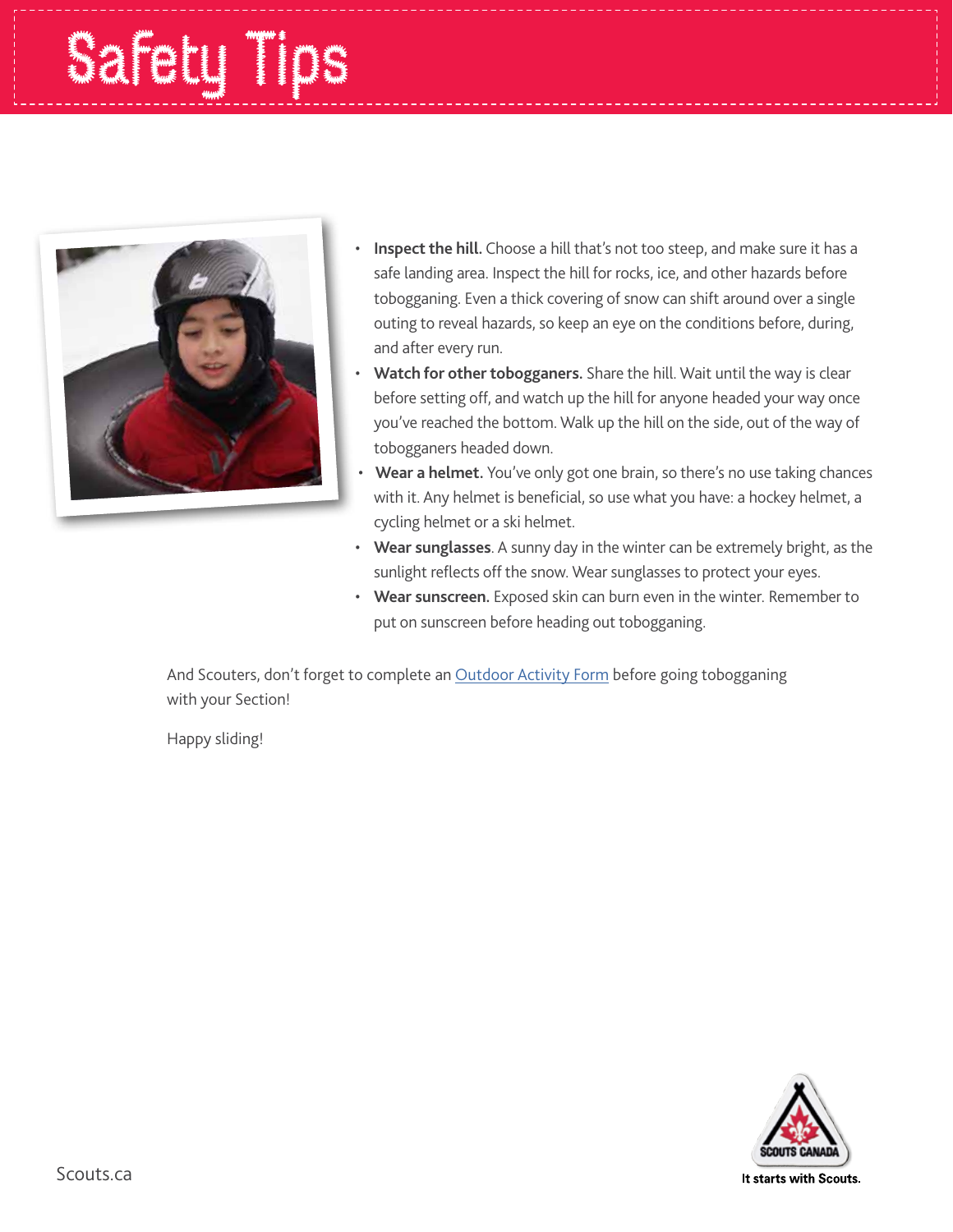# Safety Tips

- **Inspect the hill.** Choose a hill that's not too steep, and make sure it has a safe landing area. Inspect the hill for rocks, ice, and other hazards before tobogganing. Even a thick covering of snow can shift around over a single outing to reveal hazards, so keep an eye on the conditions before, during, and after every run.
- **Watch for other tobogganers.** Share the hill. Wait until the way is clear before setting off, and watch up the hill for anyone headed your way once you've reached the bottom. Walk up the hill on the side, out of the way of tobogganers headed down.
- **Wear a helmet.** You've only got one brain, so there's no use taking chances with it. Any helmet is beneficial, so use what you have: a hockey helmet, a cycling helmet or a ski helmet.
- **Wear sunglasses**. A sunny day in the winter can be extremely bright, as the sunlight reflects off the snow. Wear sunglasses to protect your eyes.
- **Wear sunscreen.** Exposed skin can burn even in the winter. Remember to put on sunscreen before heading out tobogganing.

And Scouters, don't forget to complete an Outdoor Activity Form before going tobogganing with your Section!

Happy sliding!